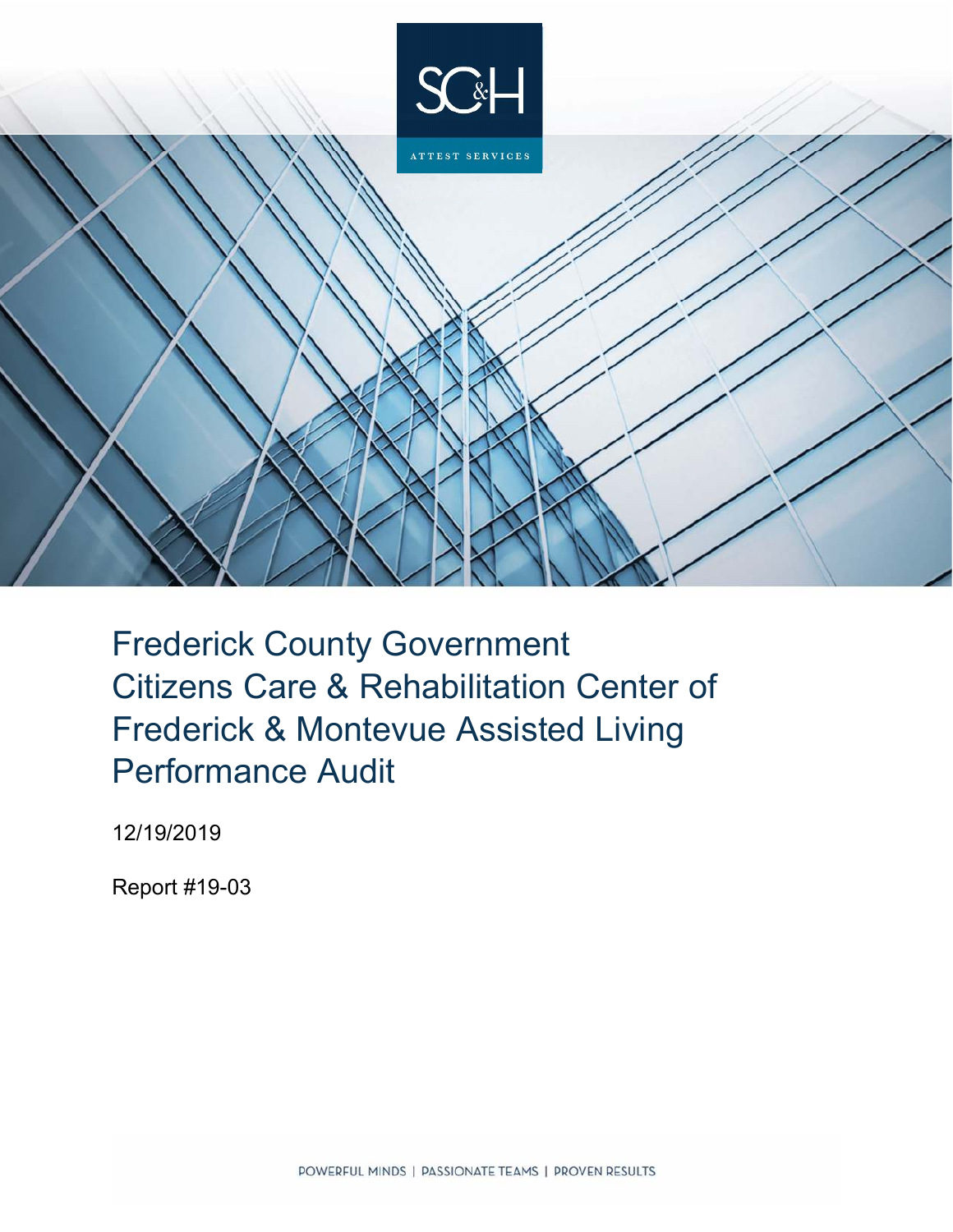SC&H

ATTEST SERVICES

# Frederick County Government Citizens Care & Rehabilitation Center of Frederick & Montevue Assisted Living Performance Audit

12/19/2019

Report #19-03

POWERFUL MINDS | PASSIONATE TEAMS | PROVEN RESULTS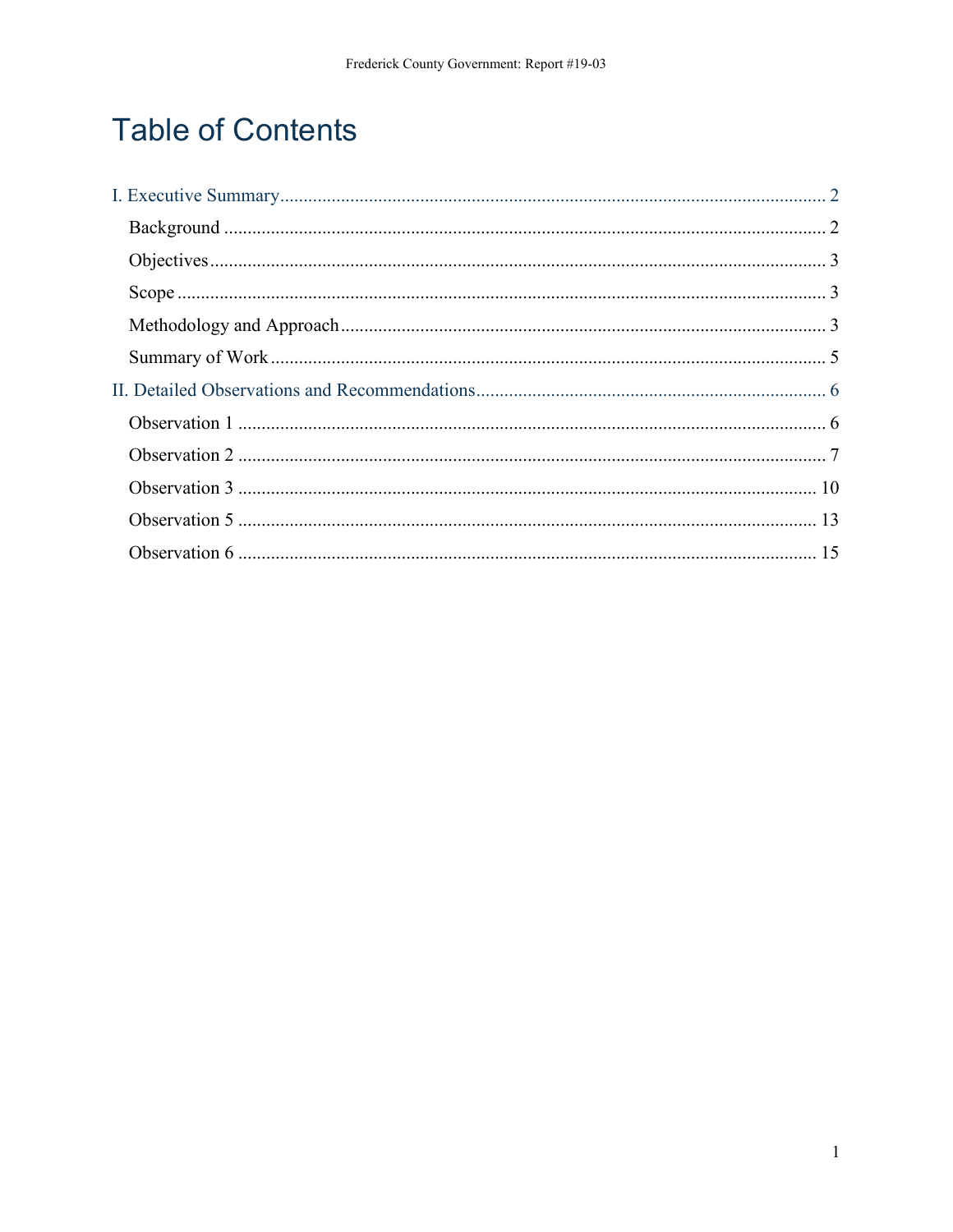# Table of Contents

I. Executive Summary ..... 2

- Background ..... 2
- Objectives ..... 3
- Scope ..... 3
- Methodology and Approach ..... 3
- Summary of Work ..... 5

II. Detailed Observations and Recommendations ..... 6

- Observation 1 ..... 6
- Observation 2 ..... 7
- Observation 3 ..... 10
- Observation 5 ..... 13
- Observation 6 ..... 15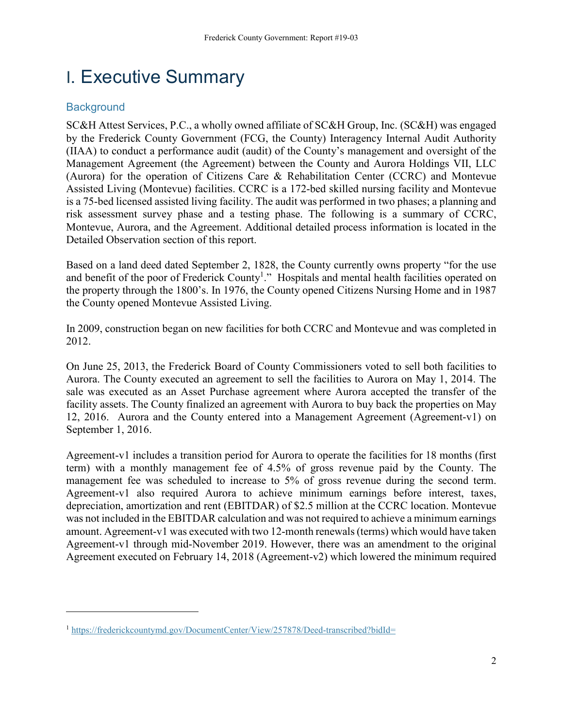# I. Executive Summary

## Background

SC&H Attest Services, P.C., a wholly owned affiliate of SC&H Group, Inc. (SC&H) was engaged by the Frederick County Government (FCG, the County) Interagency Internal Audit Authority (IIAA) to conduct a performance audit (audit) of the County's management and oversight of the Management Agreement (the Agreement) between the County and Aurora Holdings VII, LLC (Aurora) for the operation of Citizens Care & Rehabilitation Center (CCRC) and Montevue Assisted Living (Montevue) facilities. CCRC is a 172-bed skilled nursing facility and Montevue is a 75-bed licensed assisted living facility. The audit was performed in two phases; a planning and risk assessment survey phase and a testing phase. The following is a summary of CCRC, Montevue, Aurora, and the Agreement. Additional detailed process information is located in the Detailed Observation section of this report.

Based on a land deed dated September 2, 1828, the County currently owns property "for the use and benefit of the poor of Frederick County[1]." Hospitals and mental health facilities operated on the property through the 1800's. In 1976, the County opened Citizens Nursing Home and in 1987 the County opened Montevue Assisted Living.

In 2009, construction began on new facilities for both CCRC and Montevue and was completed in 2012.

On June 25, 2013, the Frederick Board of County Commissioners voted to sell both facilities to Aurora. The County executed an agreement to sell the facilities to Aurora on May 1, 2014. The sale was executed as an Asset Purchase agreement where Aurora accepted the transfer of the facility assets. The County finalized an agreement with Aurora to buy back the properties on May 12, 2016. Aurora and the County entered into a Management Agreement (Agreement-v1) on September 1, 2016.

Agreement-v1 includes a transition period for Aurora to operate the facilities for 18 months (first term) with a monthly management fee of 4.5% of gross revenue paid by the County. The management fee was scheduled to increase to 5% of gross revenue during the second term. Agreement-v1 also required Aurora to achieve minimum earnings before interest, taxes, depreciation, amortization and rent (EBITDAR) of $2.5 million at the CCRC location. Montevue was not included in the EBITDAR calculation and was not required to achieve a minimum earnings amount. Agreement-v1 was executed with two 12-month renewals (terms) which would have taken Agreement-v1 through mid-November 2019. However, there was an amendment to the original Agreement executed on February 14, 2018 (Agreement-v2) which lowered the minimum required

---

[1] https://frederickcountymd.gov/DocumentCenter/View/257878/Deed-transcribed?bidId=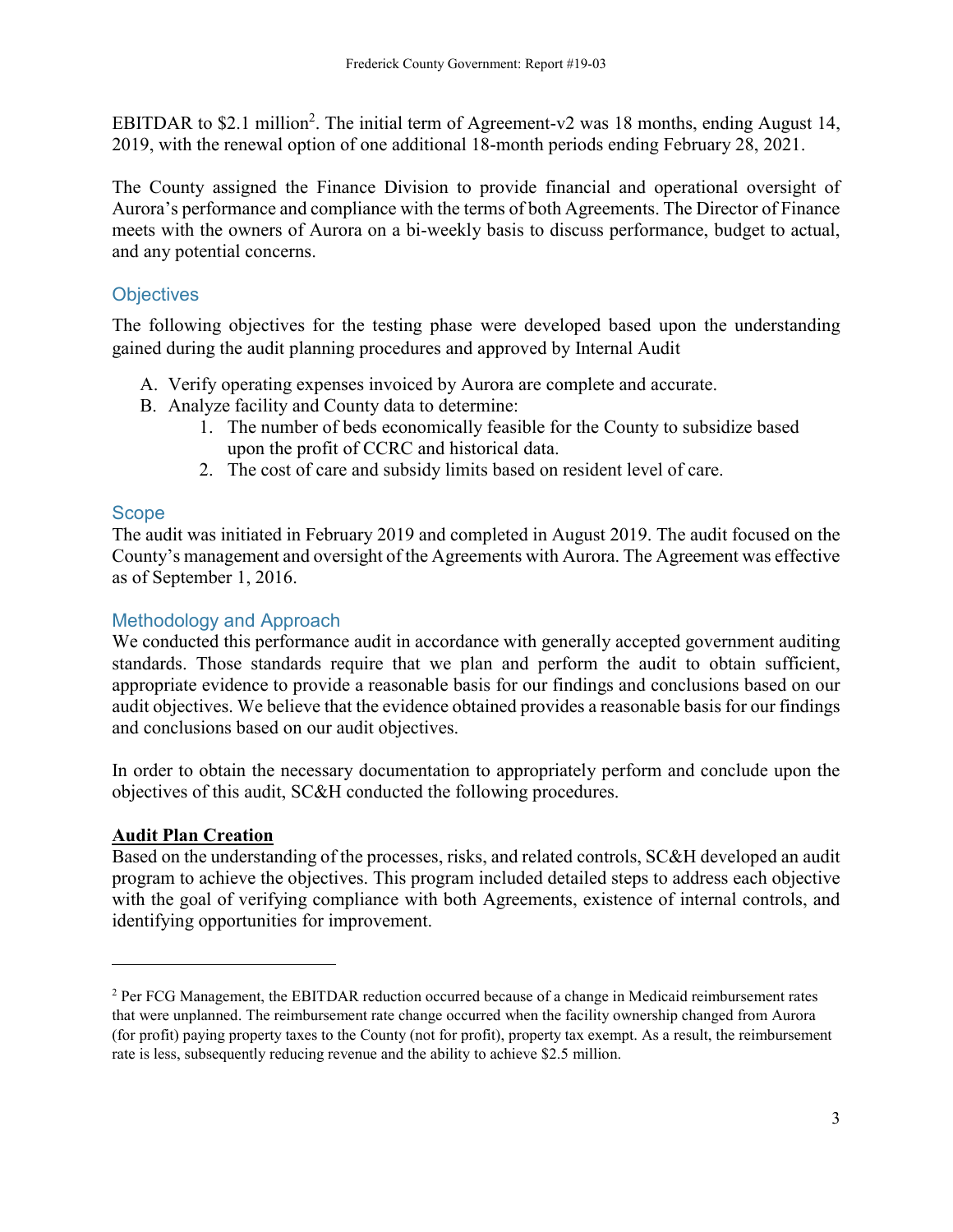EBITDAR to $2.1 million[2]. The initial term of Agreement-v2 was 18 months, ending August 14, 2019, with the renewal option of one additional 18-month periods ending February 28, 2021.

The County assigned the Finance Division to provide financial and operational oversight of Aurora's performance and compliance with the terms of both Agreements. The Director of Finance meets with the owners of Aurora on a bi-weekly basis to discuss performance, budget to actual, and any potential concerns.

## Objectives

The following objectives for the testing phase were developed based upon the understanding gained during the audit planning procedures and approved by Internal Audit

A. Verify operating expenses invoiced by Aurora are complete and accurate.
B. Analyze facility and County data to determine:
    1. The number of beds economically feasible for the County to subsidize based upon the profit of CCRC and historical data.
    2. The cost of care and subsidy limits based on resident level of care.

## Scope

The audit was initiated in February 2019 and completed in August 2019. The audit focused on the County's management and oversight of the Agreements with Aurora. The Agreement was effective as of September 1, 2016.

## Methodology and Approach

We conducted this performance audit in accordance with generally accepted government auditing standards. Those standards require that we plan and perform the audit to obtain sufficient, appropriate evidence to provide a reasonable basis for our findings and conclusions based on our audit objectives. We believe that the evidence obtained provides a reasonable basis for our findings and conclusions based on our audit objectives.

In order to obtain the necessary documentation to appropriately perform and conclude upon the objectives of this audit, SC&H conducted the following procedures.

**Audit Plan Creation**

Based on the understanding of the processes, risks, and related controls, SC&H developed an audit program to achieve the objectives. This program included detailed steps to address each objective with the goal of verifying compliance with both Agreements, existence of internal controls, and identifying opportunities for improvement.

---

[2] Per FCG Management, the EBITDAR reduction occurred because of a change in Medicaid reimbursement rates that were unplanned. The reimbursement rate change occurred when the facility ownership changed from Aurora (for profit) paying property taxes to the County (not for profit), property tax exempt. As a result, the reimbursement rate is less, subsequently reducing revenue and the ability to achieve $2.5 million.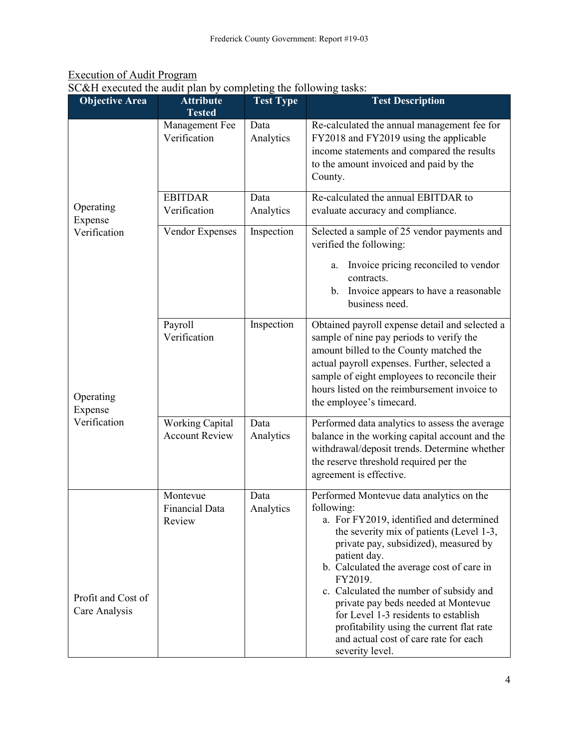Execution of Audit Program

SC&H executed the audit plan by completing the following tasks:

| Objective Area | Attribute Tested | Test Type | Test Description |
|---|---|---|---|
| Operating Expense Verification | Management Fee Verification | Data Analytics | Re-calculated the annual management fee for FY2018 and FY2019 using the applicable income statements and compared the results to the amount invoiced and paid by the County. |
| | EBITDAR Verification | Data Analytics | Re-calculated the annual EBITDAR to evaluate accuracy and compliance. |
| | Vendor Expenses | Inspection | Selected a sample of 25 vendor payments and verified the following:<br>a. Invoice pricing reconciled to vendor contracts.<br>b. Invoice appears to have a reasonable business need. |
| Operating Expense Verification | Payroll Verification | Inspection | Obtained payroll expense detail and selected a sample of nine pay periods to verify the amount billed to the County matched the actual payroll expenses. Further, selected a sample of eight employees to reconcile their hours listed on the reimbursement invoice to the employee's timecard. |
| | Working Capital Account Review | Data Analytics | Performed data analytics to assess the average balance in the working capital account and the withdrawal/deposit trends. Determine whether the reserve threshold required per the agreement is effective. |
| Profit and Cost of Care Analysis | Montevue Financial Data Review | Data Analytics | Performed Montevue data analytics on the following:<br>a. For FY2019, identified and determined the severity mix of patients (Level 1-3, private pay, subsidized), measured by patient day.<br>b. Calculated the average cost of care in FY2019.<br>c. Calculated the number of subsidy and private pay beds needed at Montevue for Level 1-3 residents to establish profitability using the current flat rate and actual cost of care rate for each severity level. |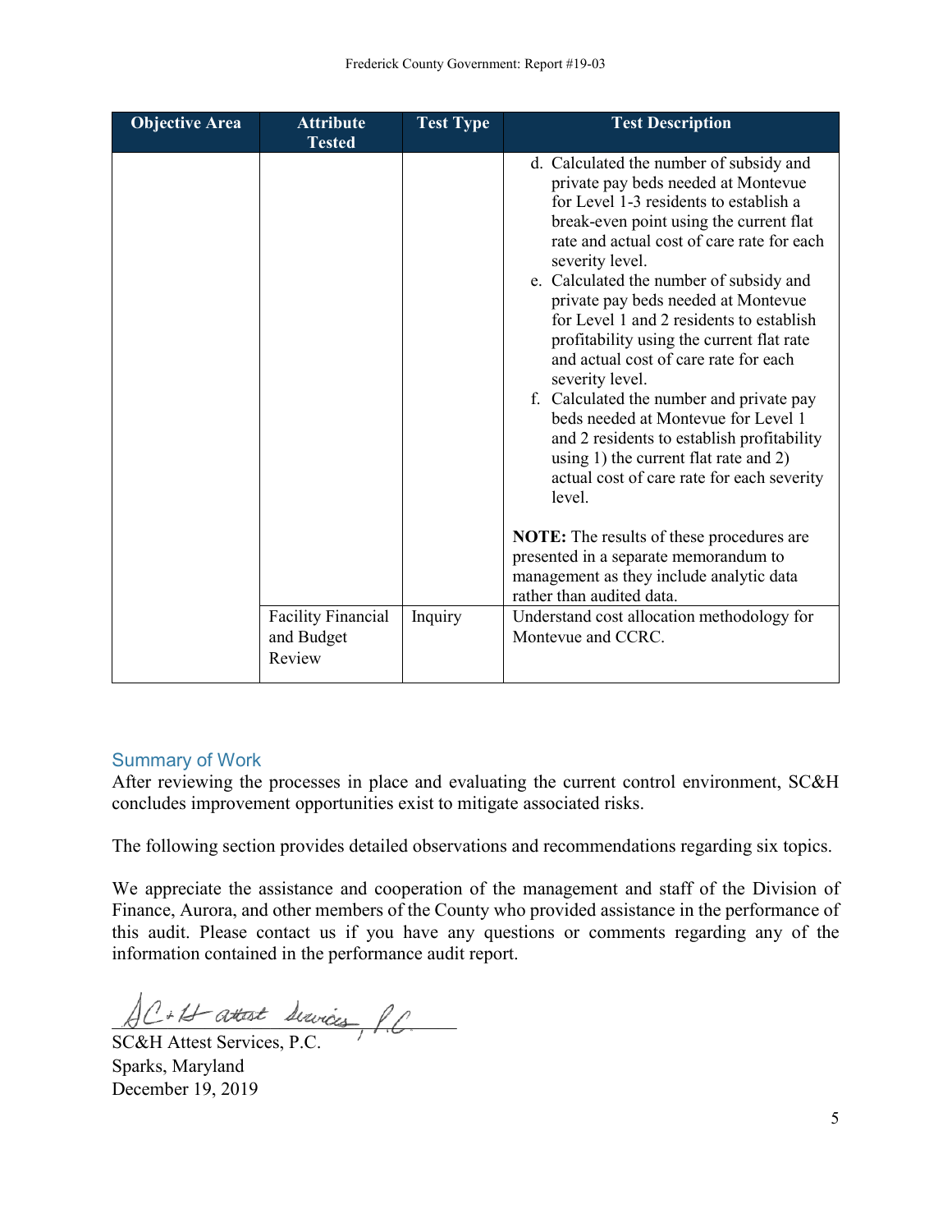| Objective Area | Attribute Tested | Test Type | Test Description |
|---|---|---|---|
| | | | d. Calculated the number of subsidy and private pay beds needed at Montevue for Level 1-3 residents to establish a break-even point using the current flat rate and actual cost of care rate for each severity level.<br>e. Calculated the number of subsidy and private pay beds needed at Montevue for Level 1 and 2 residents to establish profitability using the current flat rate and actual cost of care rate for each severity level.<br>f. Calculated the number and private pay beds needed at Montevue for Level 1 and 2 residents to establish profitability using 1) the current flat rate and 2) actual cost of care rate for each severity level.<br><br>**NOTE:** The results of these procedures are presented in a separate memorandum to management as they include analytic data rather than audited data. |
| | Facility Financial and Budget Review | Inquiry | Understand cost allocation methodology for Montevue and CCRC. |

## Summary of Work

After reviewing the processes in place and evaluating the current control environment, SC&H concludes improvement opportunities exist to mitigate associated risks.

The following section provides detailed observations and recommendations regarding six topics.

We appreciate the assistance and cooperation of the management and staff of the Division of Finance, Aurora, and other members of the County who provided assistance in the performance of this audit. Please contact us if you have any questions or comments regarding any of the information contained in the performance audit report.

SC&H Attest Services, P.C.
SC&H Attest Services, P.C.
Sparks, Maryland
December 19, 2019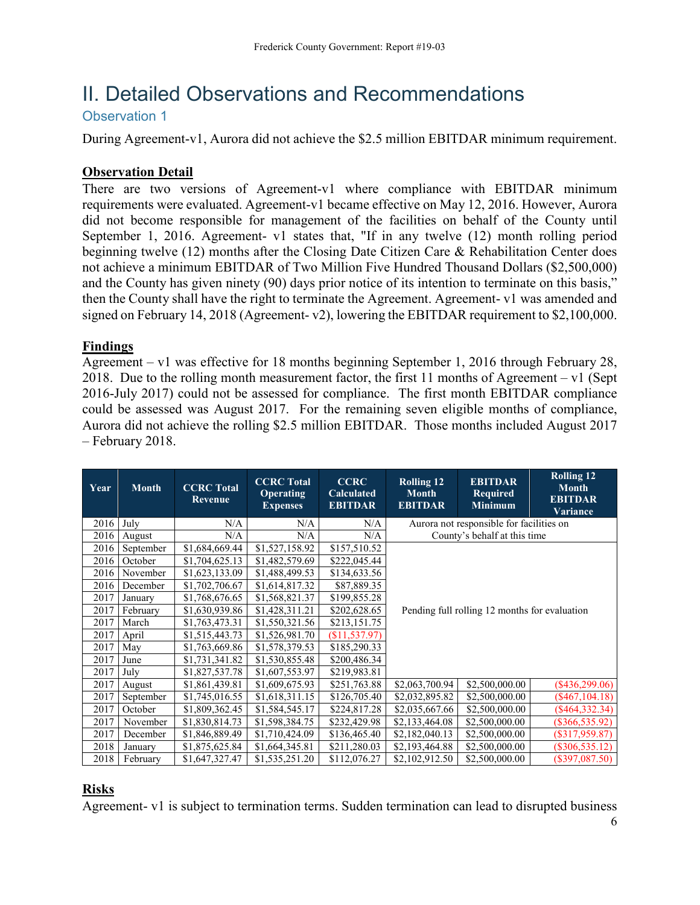# II. Detailed Observations and Recommendations

## Observation 1

During Agreement-v1, Aurora did not achieve the $2.5 million EBITDAR minimum requirement.

### Observation Detail

There are two versions of Agreement-v1 where compliance with EBITDAR minimum requirements were evaluated. Agreement-v1 became effective on May 12, 2016. However, Aurora did not become responsible for management of the facilities on behalf of the County until September 1, 2016. Agreement- v1 states that, "If in any twelve (12) month rolling period beginning twelve (12) months after the Closing Date Citizen Care & Rehabilitation Center does not achieve a minimum EBITDAR of Two Million Five Hundred Thousand Dollars ($2,500,000) and the County has given ninety (90) days prior notice of its intention to terminate on this basis," then the County shall have the right to terminate the Agreement. Agreement- v1 was amended and signed on February 14, 2018 (Agreement- v2), lowering the EBITDAR requirement to $2,100,000.

### Findings

Agreement – v1 was effective for 18 months beginning September 1, 2016 through February 28, 2018. Due to the rolling month measurement factor, the first 11 months of Agreement – v1 (Sept 2016-July 2017) could not be assessed for compliance. The first month EBITDAR compliance could be assessed was August 2017. For the remaining seven eligible months of compliance, Aurora did not achieve the rolling $2.5 million EBITDAR. Those months included August 2017 – February 2018.

| Year | Month | CCRC Total Revenue | CCRC Total Operating Expenses | CCRC Calculated EBITDAR | Rolling 12 Month EBITDAR | EBITDAR Required Minimum | Rolling 12 Month EBITDAR Variance |
|---|---|---|---|---|---|---|---|
| 2016 | July | N/A | N/A | N/A | Aurora not responsible for facilities on County's behalf at this time | | |
| 2016 | August | N/A | N/A | N/A | | | |
| 2016 | September | $1,684,669.44 | $1,527,158.92 | $157,510.52 | Pending full rolling 12 months for evaluation | | |
| 2016 | October | $1,704,625.13 | $1,482,579.69 | $222,045.44 | | | |
| 2016 | November | $1,623,133.09 | $1,488,499.53 | $134,633.56 | | | |
| 2016 | December | $1,702,706.67 | $1,614,817.32 | $87,889.35 | | | |
| 2017 | January | $1,768,676.65 | $1,568,821.37 | $199,855.28 | | | |
| 2017 | February | $1,630,939.86 | $1,428,311.21 | $202,628.65 | | | |
| 2017 | March | $1,763,473.31 | $1,550,321.56 | $213,151.75 | | | |
| 2017 | April | $1,515,443.73 | $1,526,981.70 | ($11,537.97) | | | |
| 2017 | May | $1,763,669.86 | $1,578,379.53 | $185,290.33 | | | |
| 2017 | June | $1,731,341.82 | $1,530,855.48 | $200,486.34 | | | |
| 2017 | July | $1,827,537.78 | $1,607,553.97 | $219,983.81 | | | |
| 2017 | August | $1,861,439.81 | $1,609,675.93 | $251,763.88 | $2,063,700.94 | $2,500,000.00 | ($436,299.06) |
| 2017 | September | $1,745,016.55 | $1,618,311.15 | $126,705.40 | $2,032,895.82 | $2,500,000.00 | ($467,104.18) |
| 2017 | October | $1,809,362.45 | $1,584,545.17 | $224,817.28 | $2,035,667.66 | $2,500,000.00 | ($464,332.34) |
| 2017 | November | $1,830,814.73 | $1,598,384.75 | $232,429.98 | $2,133,464.08 | $2,500,000.00 | ($366,535.92) |
| 2017 | December | $1,846,889.49 | $1,710,424.09 | $136,465.40 | $2,182,040.13 | $2,500,000.00 | ($317,959.87) |
| 2018 | January | $1,875,625.84 | $1,664,345.81 | $211,280.03 | $2,193,464.88 | $2,500,000.00 | ($306,535.12) |
| 2018 | February | $1,647,327.47 | $1,535,251.20 | $112,076.27 | $2,102,912.50 | $2,500,000.00 | ($397,087.50) |

### Risks

Agreement- v1 is subject to termination terms. Sudden termination can lead to disrupted business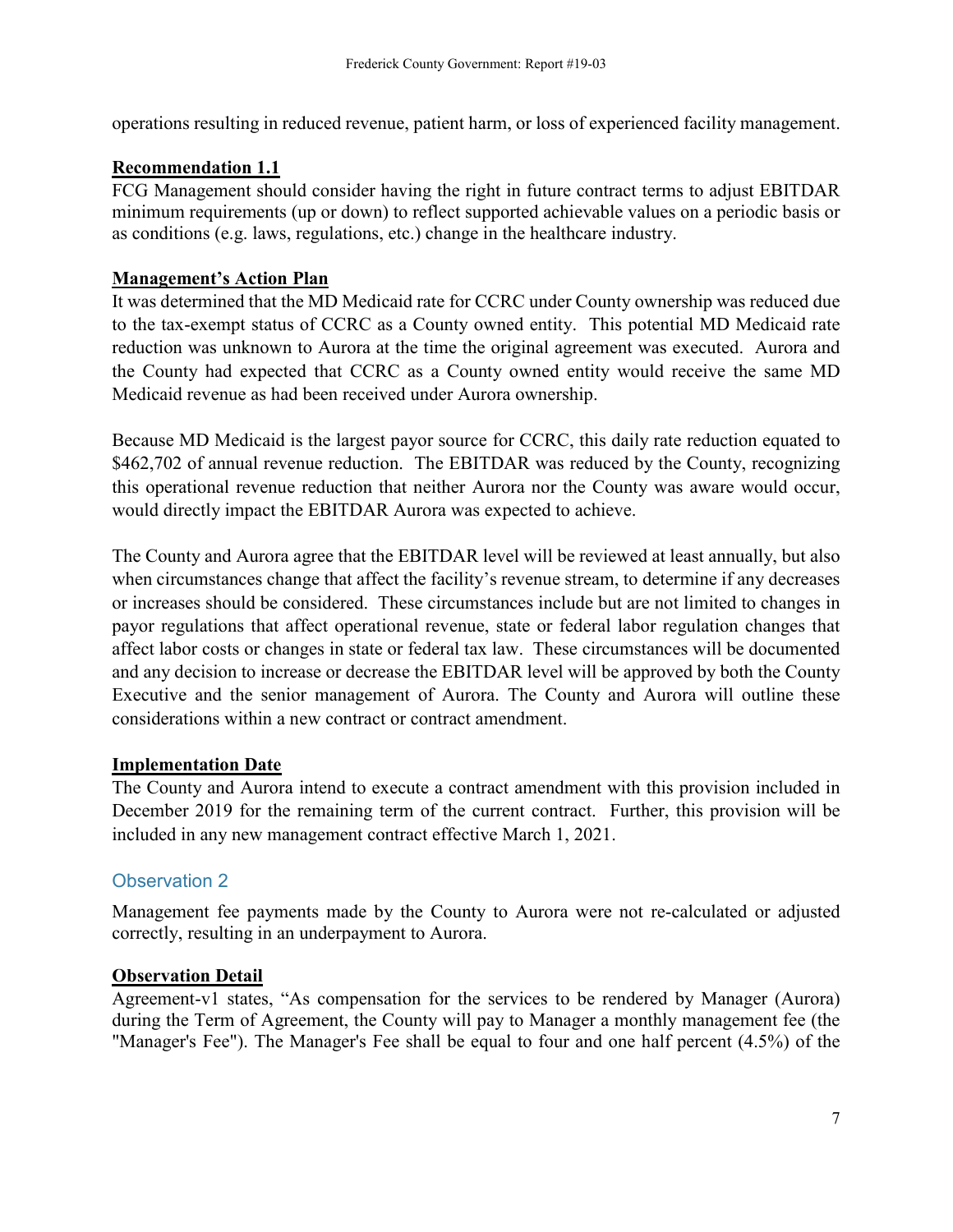operations resulting in reduced revenue, patient harm, or loss of experienced facility management.

**Recommendation 1.1**

FCG Management should consider having the right in future contract terms to adjust EBITDAR minimum requirements (up or down) to reflect supported achievable values on a periodic basis or as conditions (e.g. laws, regulations, etc.) change in the healthcare industry.

**Management's Action Plan**

It was determined that the MD Medicaid rate for CCRC under County ownership was reduced due to the tax-exempt status of CCRC as a County owned entity. This potential MD Medicaid rate reduction was unknown to Aurora at the time the original agreement was executed. Aurora and the County had expected that CCRC as a County owned entity would receive the same MD Medicaid revenue as had been received under Aurora ownership.

Because MD Medicaid is the largest payor source for CCRC, this daily rate reduction equated to $462,702 of annual revenue reduction. The EBITDAR was reduced by the County, recognizing this operational revenue reduction that neither Aurora nor the County was aware would occur, would directly impact the EBITDAR Aurora was expected to achieve.

The County and Aurora agree that the EBITDAR level will be reviewed at least annually, but also when circumstances change that affect the facility's revenue stream, to determine if any decreases or increases should be considered. These circumstances include but are not limited to changes in payor regulations that affect operational revenue, state or federal labor regulation changes that affect labor costs or changes in state or federal tax law. These circumstances will be documented and any decision to increase or decrease the EBITDAR level will be approved by both the County Executive and the senior management of Aurora. The County and Aurora will outline these considerations within a new contract or contract amendment.

**Implementation Date**

The County and Aurora intend to execute a contract amendment with this provision included in December 2019 for the remaining term of the current contract. Further, this provision will be included in any new management contract effective March 1, 2021.

## Observation 2

Management fee payments made by the County to Aurora were not re-calculated or adjusted correctly, resulting in an underpayment to Aurora.

**Observation Detail**

Agreement-v1 states, "As compensation for the services to be rendered by Manager (Aurora) during the Term of Agreement, the County will pay to Manager a monthly management fee (the "Manager's Fee"). The Manager's Fee shall be equal to four and one half percent (4.5%) of the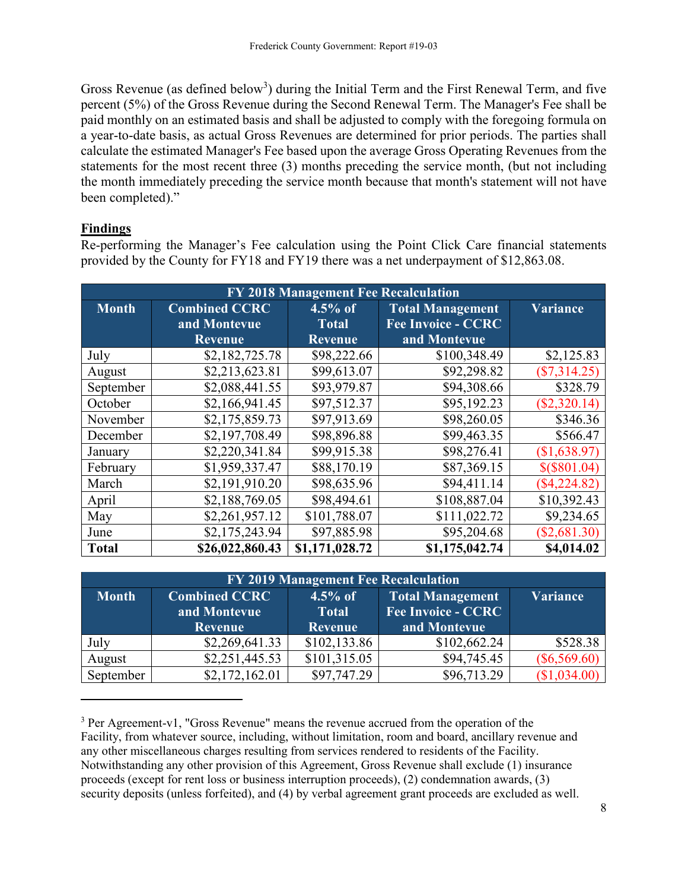Gross Revenue (as defined below[3]) during the Initial Term and the First Renewal Term, and five percent (5%) of the Gross Revenue during the Second Renewal Term. The Manager's Fee shall be paid monthly on an estimated basis and shall be adjusted to comply with the foregoing formula on a year-to-date basis, as actual Gross Revenues are determined for prior periods. The parties shall calculate the estimated Manager's Fee based upon the average Gross Operating Revenues from the statements for the most recent three (3) months preceding the service month, (but not including the month immediately preceding the service month because that month's statement will not have been completed)."

**Findings**

Re-performing the Manager's Fee calculation using the Point Click Care financial statements provided by the County for FY18 and FY19 there was a net underpayment of $12,863.08.

| FY 2018 Management Fee Recalculation | | | | |
|---|---|---|---|---|
| Month | Combined CCRC and Montevue Revenue | 4.5% of Total Revenue | Total Management Fee Invoice - CCRC and Montevue | Variance |
| July | $2,182,725.78 | $98,222.66 | $100,348.49 | $2,125.83 |
| August | $2,213,623.81 | $99,613.07 | $92,298.82 | ($7,314.25) |
| September | $2,088,441.55 | $93,979.87 | $94,308.66 | $328.79 |
| October | $2,166,941.45 | $97,512.37 | $95,192.23 | ($2,320.14) |
| November | $2,175,859.73 | $97,913.69 | $98,260.05 | $346.36 |
| December | $2,197,708.49 | $98,896.88 | $99,463.35 | $566.47 |
| January | $2,220,341.84 | $99,915.38 | $98,276.41 | ($1,638.97) |
| February | $1,959,337.47 | $88,170.19 | $87,369.15 | $($801.04) |
| March | $2,191,910.20 | $98,635.96 | $94,411.14 | ($4,224.82) |
| April | $2,188,769.05 | $98,494.61 | $108,887.04 | $10,392.43 |
| May | $2,261,957.12 | $101,788.07 | $111,022.72 | $9,234.65 |
| June | $2,175,243.94 | $97,885.98 | $95,204.68 | ($2,681.30) |
| **Total** | **$26,022,860.43** | **$1,171,028.72** | **$1,175,042.74** | **$4,014.02** |

| FY 2019 Management Fee Recalculation | | | | |
|---|---|---|---|---|
| Month | Combined CCRC and Montevue Revenue | 4.5% of Total Revenue | Total Management Fee Invoice - CCRC and Montevue | Variance |
| July | $2,269,641.33 | $102,133.86 | $102,662.24 | $528.38 |
| August | $2,251,445.53 | $101,315.05 | $94,745.45 | ($6,569.60) |
| September | $2,172,162.01 | $97,747.29 | $96,713.29 | ($1,034.00) |

[3] Per Agreement-v1, "Gross Revenue" means the revenue accrued from the operation of the Facility, from whatever source, including, without limitation, room and board, ancillary revenue and any other miscellaneous charges resulting from services rendered to residents of the Facility. Notwithstanding any other provision of this Agreement, Gross Revenue shall exclude (1) insurance proceeds (except for rent loss or business interruption proceeds), (2) condemnation awards, (3) security deposits (unless forfeited), and (4) by verbal agreement grant proceeds are excluded as well.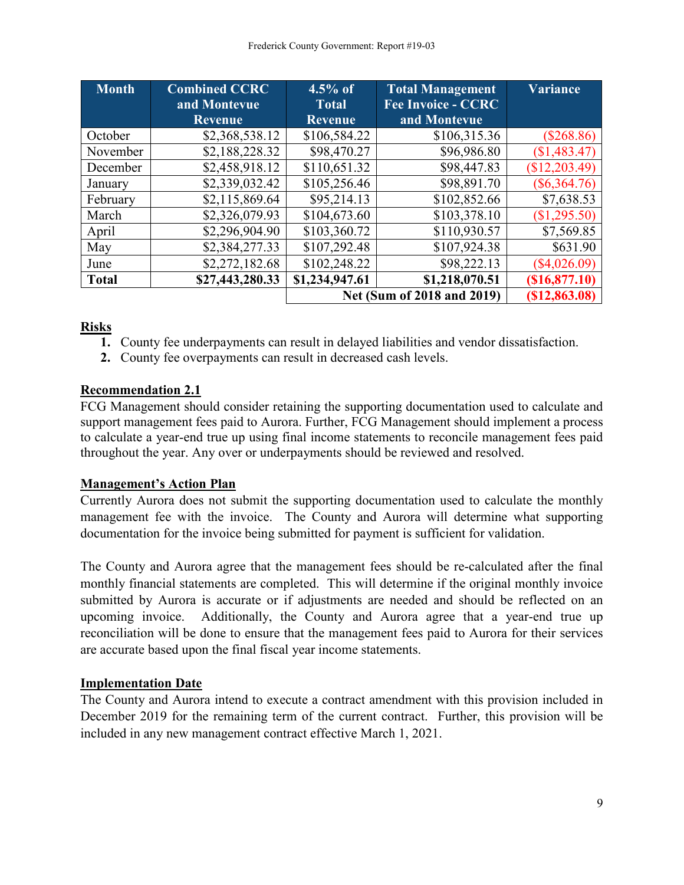| Month | Combined CCRC and Montevue Revenue | 4.5% of Total Revenue | Total Management Fee Invoice - CCRC and Montevue | Variance |
|---|---|---|---|---|
| October | $2,368,538.12 | $106,584.22 | $106,315.36 | ($268.86) |
| November | $2,188,228.32 | $98,470.27 | $96,986.80 | ($1,483.47) |
| December | $2,458,918.12 | $110,651.32 | $98,447.83 | ($12,203.49) |
| January | $2,339,032.42 | $105,256.46 | $98,891.70 | ($6,364.76) |
| February | $2,115,869.64 | $95,214.13 | $102,852.66 | $7,638.53 |
| March | $2,326,079.93 | $104,673.60 | $103,378.10 | ($1,295.50) |
| April | $2,296,904.90 | $103,360.72 | $110,930.57 | $7,569.85 |
| May | $2,384,277.33 | $107,292.48 | $107,924.38 | $631.90 |
| June | $2,272,182.68 | $102,248.22 | $98,222.13 | ($4,026.09) |
| **Total** | **$27,443,280.33** | **$1,234,947.61** | **$1,218,070.51** | **($16,877.10)** |
| | | | **Net (Sum of 2018 and 2019)** | **($12,863.08)** |

**Risks**

1. County fee underpayments can result in delayed liabilities and vendor dissatisfaction.
2. County fee overpayments can result in decreased cash levels.

**Recommendation 2.1**

FCG Management should consider retaining the supporting documentation used to calculate and support management fees paid to Aurora. Further, FCG Management should implement a process to calculate a year-end true up using final income statements to reconcile management fees paid throughout the year. Any over or underpayments should be reviewed and resolved.

**Management's Action Plan**

Currently Aurora does not submit the supporting documentation used to calculate the monthly management fee with the invoice. The County and Aurora will determine what supporting documentation for the invoice being submitted for payment is sufficient for validation.

The County and Aurora agree that the management fees should be re-calculated after the final monthly financial statements are completed. This will determine if the original monthly invoice submitted by Aurora is accurate or if adjustments are needed and should be reflected on an upcoming invoice. Additionally, the County and Aurora agree that a year-end true up reconciliation will be done to ensure that the management fees paid to Aurora for their services are accurate based upon the final fiscal year income statements.

**Implementation Date**

The County and Aurora intend to execute a contract amendment with this provision included in December 2019 for the remaining term of the current contract. Further, this provision will be included in any new management contract effective March 1, 2021.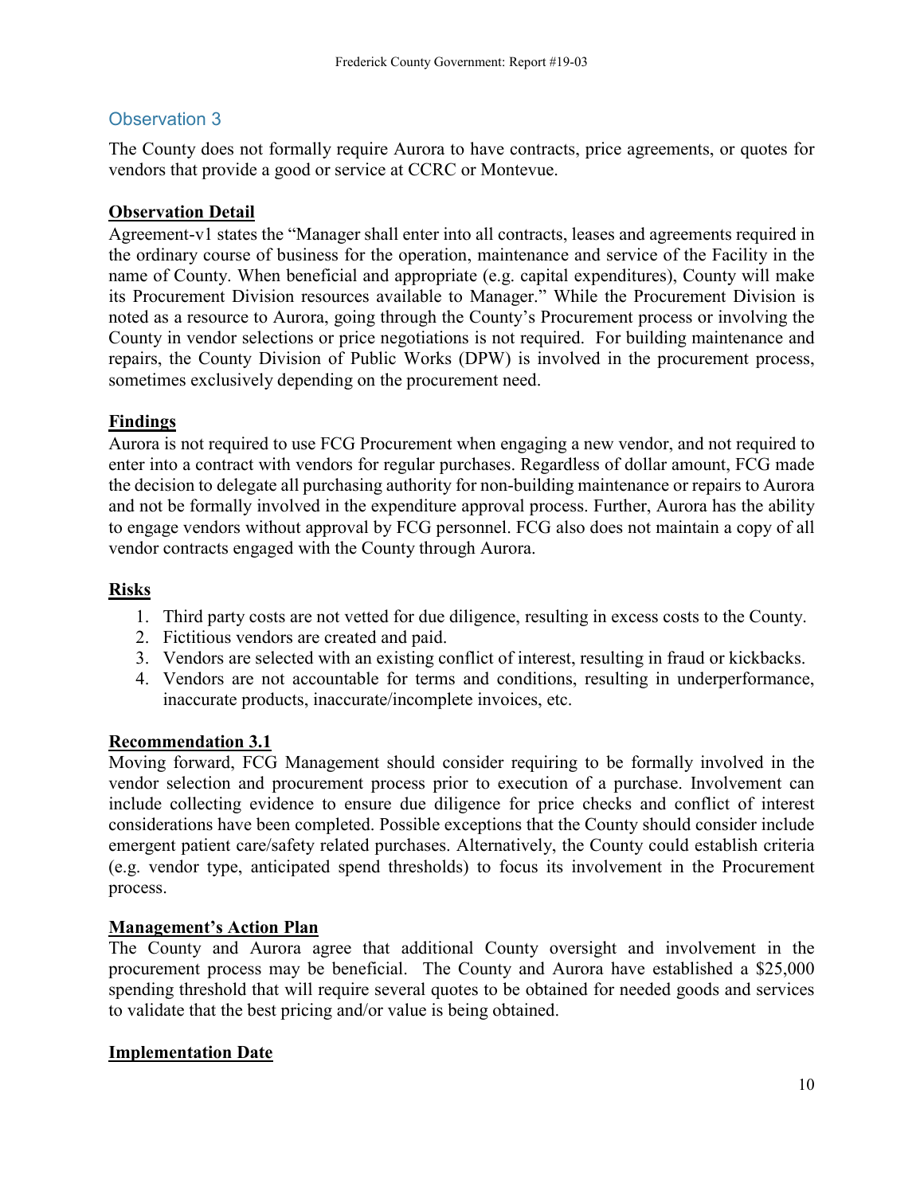## Observation 3

The County does not formally require Aurora to have contracts, price agreements, or quotes for vendors that provide a good or service at CCRC or Montevue.

**Observation Detail**

Agreement-v1 states the "Manager shall enter into all contracts, leases and agreements required in the ordinary course of business for the operation, maintenance and service of the Facility in the name of County. When beneficial and appropriate (e.g. capital expenditures), County will make its Procurement Division resources available to Manager." While the Procurement Division is noted as a resource to Aurora, going through the County's Procurement process or involving the County in vendor selections or price negotiations is not required. For building maintenance and repairs, the County Division of Public Works (DPW) is involved in the procurement process, sometimes exclusively depending on the procurement need.

**Findings**

Aurora is not required to use FCG Procurement when engaging a new vendor, and not required to enter into a contract with vendors for regular purchases. Regardless of dollar amount, FCG made the decision to delegate all purchasing authority for non-building maintenance or repairs to Aurora and not be formally involved in the expenditure approval process. Further, Aurora has the ability to engage vendors without approval by FCG personnel. FCG also does not maintain a copy of all vendor contracts engaged with the County through Aurora.

**Risks**

1. Third party costs are not vetted for due diligence, resulting in excess costs to the County.
2. Fictitious vendors are created and paid.
3. Vendors are selected with an existing conflict of interest, resulting in fraud or kickbacks.
4. Vendors are not accountable for terms and conditions, resulting in underperformance, inaccurate products, inaccurate/incomplete invoices, etc.

**Recommendation 3.1**

Moving forward, FCG Management should consider requiring to be formally involved in the vendor selection and procurement process prior to execution of a purchase. Involvement can include collecting evidence to ensure due diligence for price checks and conflict of interest considerations have been completed. Possible exceptions that the County should consider include emergent patient care/safety related purchases. Alternatively, the County could establish criteria (e.g. vendor type, anticipated spend thresholds) to focus its involvement in the Procurement process.

**Management's Action Plan**

The County and Aurora agree that additional County oversight and involvement in the procurement process may be beneficial. The County and Aurora have established a $25,000 spending threshold that will require several quotes to be obtained for needed goods and services to validate that the best pricing and/or value is being obtained.

**Implementation Date**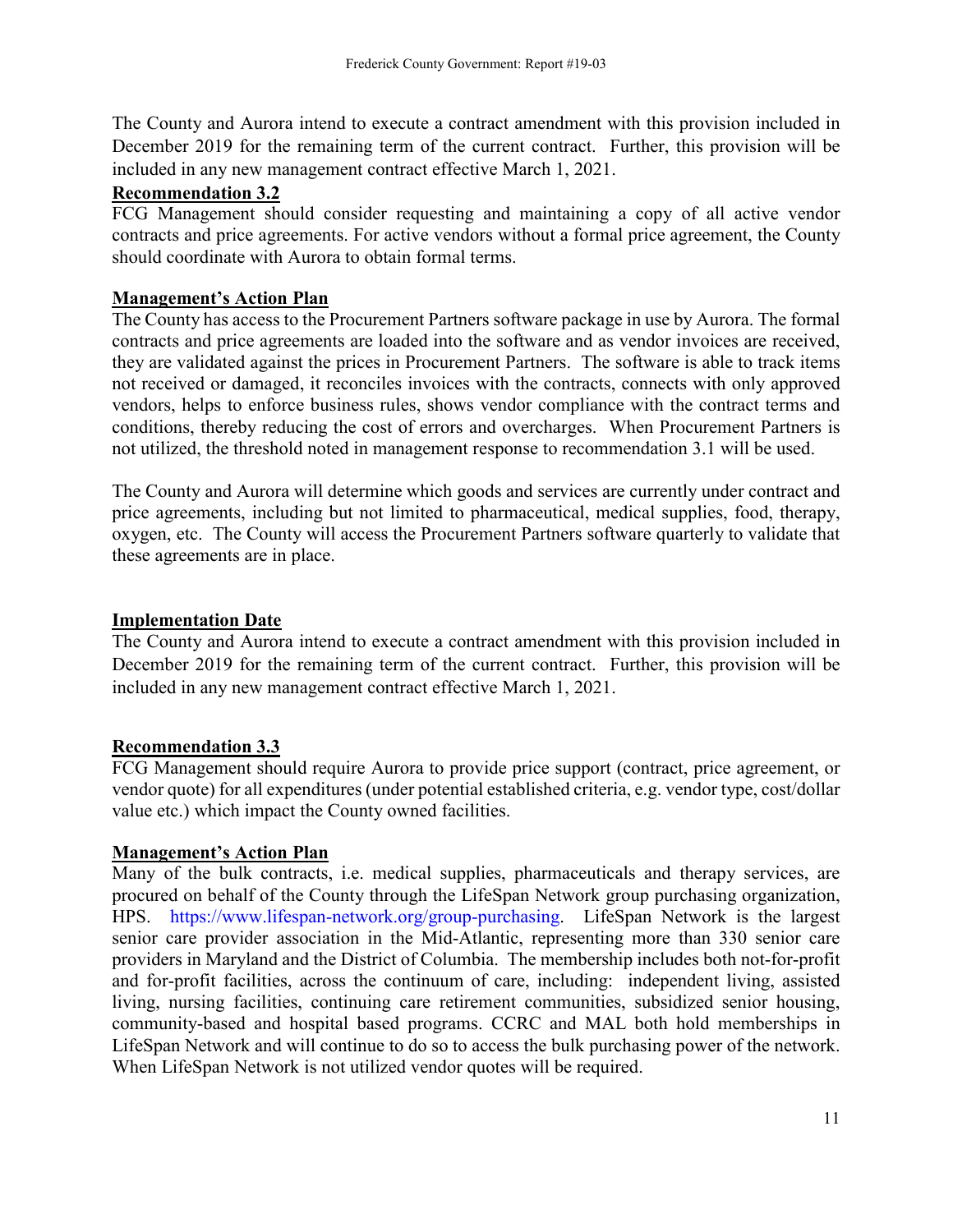The County and Aurora intend to execute a contract amendment with this provision included in December 2019 for the remaining term of the current contract. Further, this provision will be included in any new management contract effective March 1, 2021.

**Recommendation 3.2**

FCG Management should consider requesting and maintaining a copy of all active vendor contracts and price agreements. For active vendors without a formal price agreement, the County should coordinate with Aurora to obtain formal terms.

**Management's Action Plan**

The County has access to the Procurement Partners software package in use by Aurora. The formal contracts and price agreements are loaded into the software and as vendor invoices are received, they are validated against the prices in Procurement Partners. The software is able to track items not received or damaged, it reconciles invoices with the contracts, connects with only approved vendors, helps to enforce business rules, shows vendor compliance with the contract terms and conditions, thereby reducing the cost of errors and overcharges. When Procurement Partners is not utilized, the threshold noted in management response to recommendation 3.1 will be used.

The County and Aurora will determine which goods and services are currently under contract and price agreements, including but not limited to pharmaceutical, medical supplies, food, therapy, oxygen, etc. The County will access the Procurement Partners software quarterly to validate that these agreements are in place.

**Implementation Date**

The County and Aurora intend to execute a contract amendment with this provision included in December 2019 for the remaining term of the current contract. Further, this provision will be included in any new management contract effective March 1, 2021.

**Recommendation 3.3**

FCG Management should require Aurora to provide price support (contract, price agreement, or vendor quote) for all expenditures (under potential established criteria, e.g. vendor type, cost/dollar value etc.) which impact the County owned facilities.

**Management's Action Plan**

Many of the bulk contracts, i.e. medical supplies, pharmaceuticals and therapy services, are procured on behalf of the County through the LifeSpan Network group purchasing organization, HPS. https://www.lifespan-network.org/group-purchasing. LifeSpan Network is the largest senior care provider association in the Mid-Atlantic, representing more than 330 senior care providers in Maryland and the District of Columbia. The membership includes both not-for-profit and for-profit facilities, across the continuum of care, including: independent living, assisted living, nursing facilities, continuing care retirement communities, subsidized senior housing, community-based and hospital based programs. CCRC and MAL both hold memberships in LifeSpan Network and will continue to do so to access the bulk purchasing power of the network. When LifeSpan Network is not utilized vendor quotes will be required.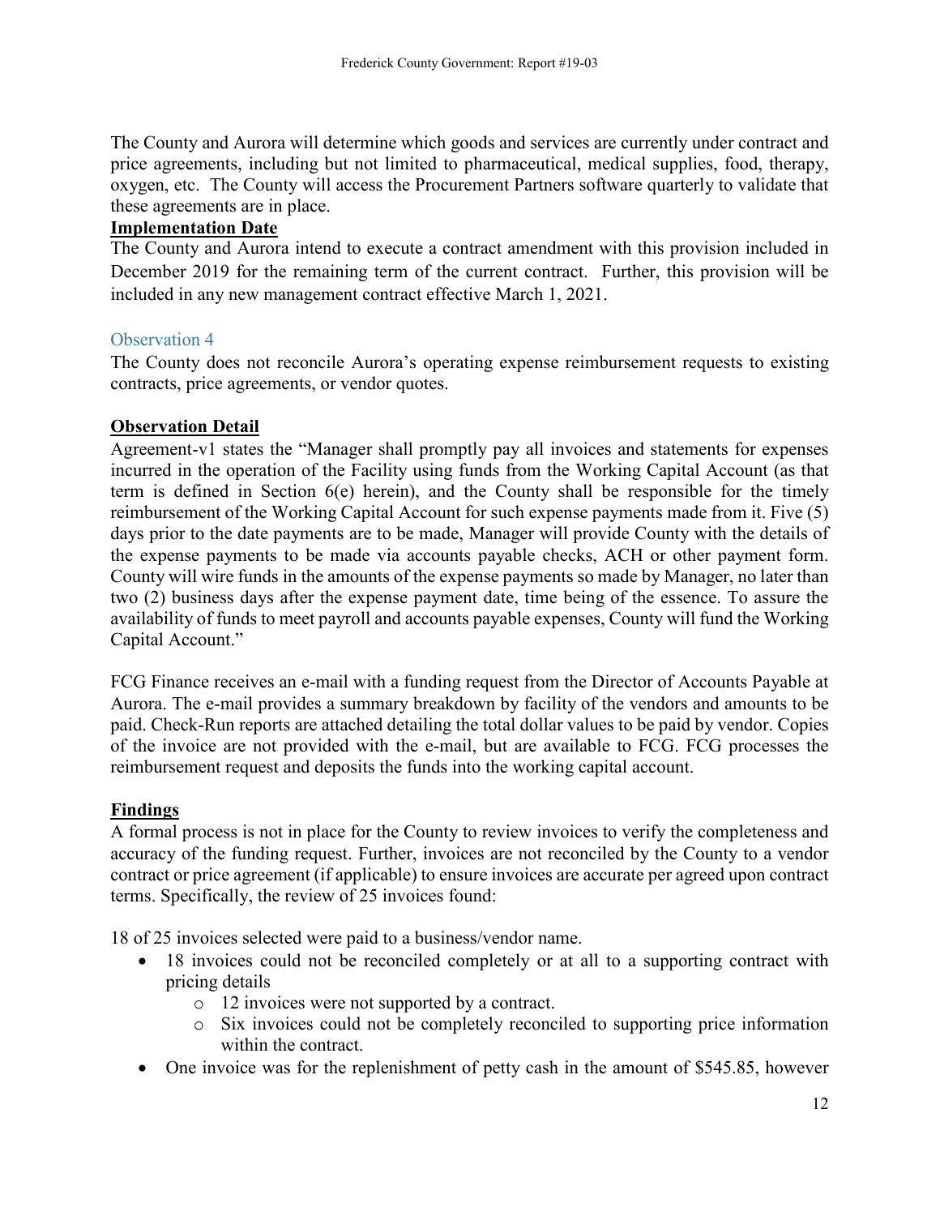The County and Aurora will determine which goods and services are currently under contract and price agreements, including but not limited to pharmaceutical, medical supplies, food, therapy, oxygen, etc. The County will access the Procurement Partners software quarterly to validate that these agreements are in place.

**Implementation Date**

The County and Aurora intend to execute a contract amendment with this provision included in December 2019 for the remaining term of the current contract. Further, this provision will be included in any new management contract effective March 1, 2021.

### Observation 4

The County does not reconcile Aurora's operating expense reimbursement requests to existing contracts, price agreements, or vendor quotes.

**Observation Detail**

Agreement-v1 states the "Manager shall promptly pay all invoices and statements for expenses incurred in the operation of the Facility using funds from the Working Capital Account (as that term is defined in Section 6(e) herein), and the County shall be responsible for the timely reimbursement of the Working Capital Account for such expense payments made from it. Five (5) days prior to the date payments are to be made, Manager will provide County with the details of the expense payments to be made via accounts payable checks, ACH or other payment form. County will wire funds in the amounts of the expense payments so made by Manager, no later than two (2) business days after the expense payment date, time being of the essence. To assure the availability of funds to meet payroll and accounts payable expenses, County will fund the Working Capital Account."

FCG Finance receives an e-mail with a funding request from the Director of Accounts Payable at Aurora. The e-mail provides a summary breakdown by facility of the vendors and amounts to be paid. Check-Run reports are attached detailing the total dollar values to be paid by vendor. Copies of the invoice are not provided with the e-mail, but are available to FCG. FCG processes the reimbursement request and deposits the funds into the working capital account.

**Findings**

A formal process is not in place for the County to review invoices to verify the completeness and accuracy of the funding request. Further, invoices are not reconciled by the County to a vendor contract or price agreement (if applicable) to ensure invoices are accurate per agreed upon contract terms. Specifically, the review of 25 invoices found:

18 of 25 invoices selected were paid to a business/vendor name.

- 18 invoices could not be reconciled completely or at all to a supporting contract with pricing details
  - 12 invoices were not supported by a contract.
  - Six invoices could not be completely reconciled to supporting price information within the contract.
- One invoice was for the replenishment of petty cash in the amount of $545.85, however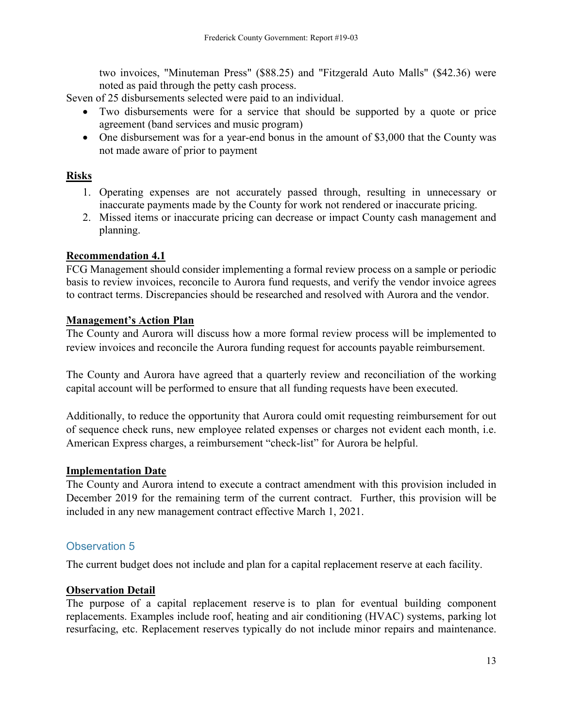two invoices, "Minuteman Press" ($88.25) and "Fitzgerald Auto Malls" ($42.36) were noted as paid through the petty cash process.

Seven of 25 disbursements selected were paid to an individual.

- Two disbursements were for a service that should be supported by a quote or price agreement (band services and music program)
- One disbursement was for a year-end bonus in the amount of $3,000 that the County was not made aware of prior to payment

**Risks**

1. Operating expenses are not accurately passed through, resulting in unnecessary or inaccurate payments made by the County for work not rendered or inaccurate pricing.
2. Missed items or inaccurate pricing can decrease or impact County cash management and planning.

**Recommendation 4.1**

FCG Management should consider implementing a formal review process on a sample or periodic basis to review invoices, reconcile to Aurora fund requests, and verify the vendor invoice agrees to contract terms. Discrepancies should be researched and resolved with Aurora and the vendor.

**Management's Action Plan**

The County and Aurora will discuss how a more formal review process will be implemented to review invoices and reconcile the Aurora funding request for accounts payable reimbursement.

The County and Aurora have agreed that a quarterly review and reconciliation of the working capital account will be performed to ensure that all funding requests have been executed.

Additionally, to reduce the opportunity that Aurora could omit requesting reimbursement for out of sequence check runs, new employee related expenses or charges not evident each month, i.e. American Express charges, a reimbursement "check-list" for Aurora be helpful.

**Implementation Date**

The County and Aurora intend to execute a contract amendment with this provision included in December 2019 for the remaining term of the current contract. Further, this provision will be included in any new management contract effective March 1, 2021.

## Observation 5

The current budget does not include and plan for a capital replacement reserve at each facility.

**Observation Detail**

The purpose of a capital replacement reserve is to plan for eventual building component replacements. Examples include roof, heating and air conditioning (HVAC) systems, parking lot resurfacing, etc. Replacement reserves typically do not include minor repairs and maintenance.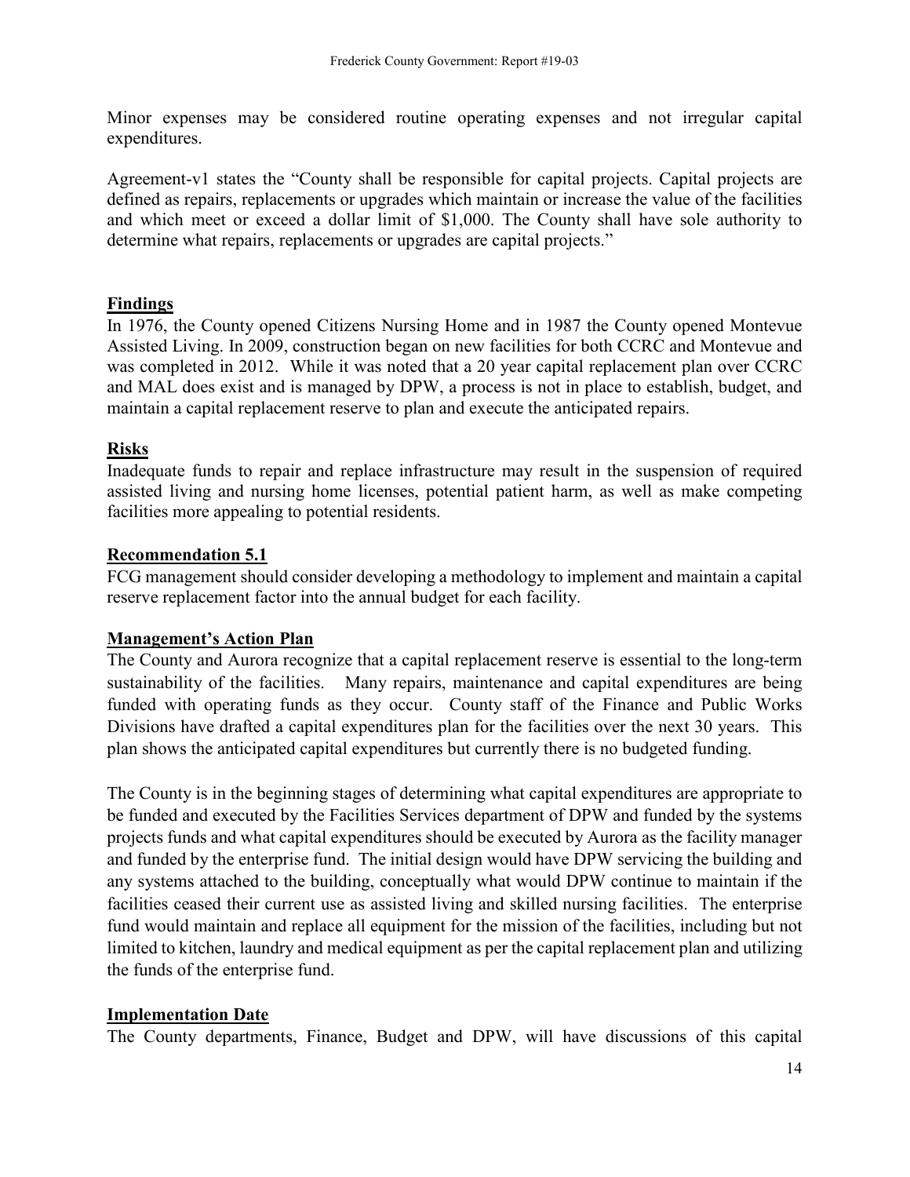Minor expenses may be considered routine operating expenses and not irregular capital expenditures.

Agreement-v1 states the "County shall be responsible for capital projects. Capital projects are defined as repairs, replacements or upgrades which maintain or increase the value of the facilities and which meet or exceed a dollar limit of $1,000. The County shall have sole authority to determine what repairs, replacements or upgrades are capital projects."

## Findings

In 1976, the County opened Citizens Nursing Home and in 1987 the County opened Montevue Assisted Living. In 2009, construction began on new facilities for both CCRC and Montevue and was completed in 2012. While it was noted that a 20 year capital replacement plan over CCRC and MAL does exist and is managed by DPW, a process is not in place to establish, budget, and maintain a capital replacement reserve to plan and execute the anticipated repairs.

## Risks

Inadequate funds to repair and replace infrastructure may result in the suspension of required assisted living and nursing home licenses, potential patient harm, as well as make competing facilities more appealing to potential residents.

## Recommendation 5.1

FCG management should consider developing a methodology to implement and maintain a capital reserve replacement factor into the annual budget for each facility.

## Management's Action Plan

The County and Aurora recognize that a capital replacement reserve is essential to the long-term sustainability of the facilities. Many repairs, maintenance and capital expenditures are being funded with operating funds as they occur. County staff of the Finance and Public Works Divisions have drafted a capital expenditures plan for the facilities over the next 30 years. This plan shows the anticipated capital expenditures but currently there is no budgeted funding.

The County is in the beginning stages of determining what capital expenditures are appropriate to be funded and executed by the Facilities Services department of DPW and funded by the systems projects funds and what capital expenditures should be executed by Aurora as the facility manager and funded by the enterprise fund. The initial design would have DPW servicing the building and any systems attached to the building, conceptually what would DPW continue to maintain if the facilities ceased their current use as assisted living and skilled nursing facilities. The enterprise fund would maintain and replace all equipment for the mission of the facilities, including but not limited to kitchen, laundry and medical equipment as per the capital replacement plan and utilizing the funds of the enterprise fund.

## Implementation Date

The County departments, Finance, Budget and DPW, will have discussions of this capital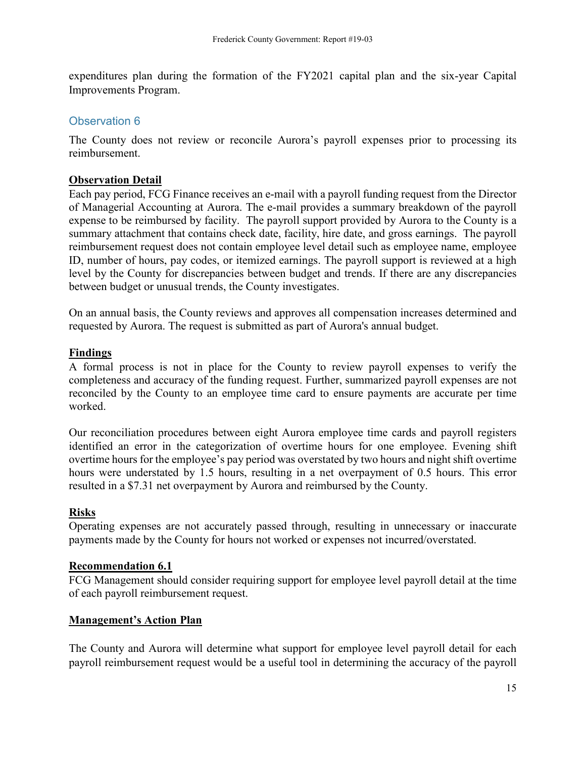expenditures plan during the formation of the FY2021 capital plan and the six-year Capital Improvements Program.

## Observation 6

The County does not review or reconcile Aurora's payroll expenses prior to processing its reimbursement.

**Observation Detail**

Each pay period, FCG Finance receives an e-mail with a payroll funding request from the Director of Managerial Accounting at Aurora. The e-mail provides a summary breakdown of the payroll expense to be reimbursed by facility. The payroll support provided by Aurora to the County is a summary attachment that contains check date, facility, hire date, and gross earnings. The payroll reimbursement request does not contain employee level detail such as employee name, employee ID, number of hours, pay codes, or itemized earnings. The payroll support is reviewed at a high level by the County for discrepancies between budget and trends. If there are any discrepancies between budget or unusual trends, the County investigates.

On an annual basis, the County reviews and approves all compensation increases determined and requested by Aurora. The request is submitted as part of Aurora's annual budget.

**Findings**

A formal process is not in place for the County to review payroll expenses to verify the completeness and accuracy of the funding request. Further, summarized payroll expenses are not reconciled by the County to an employee time card to ensure payments are accurate per time worked.

Our reconciliation procedures between eight Aurora employee time cards and payroll registers identified an error in the categorization of overtime hours for one employee. Evening shift overtime hours for the employee's pay period was overstated by two hours and night shift overtime hours were understated by 1.5 hours, resulting in a net overpayment of 0.5 hours. This error resulted in a $7.31 net overpayment by Aurora and reimbursed by the County.

**Risks**

Operating expenses are not accurately passed through, resulting in unnecessary or inaccurate payments made by the County for hours not worked or expenses not incurred/overstated.

**Recommendation 6.1**

FCG Management should consider requiring support for employee level payroll detail at the time of each payroll reimbursement request.

**Management's Action Plan**

The County and Aurora will determine what support for employee level payroll detail for each payroll reimbursement request would be a useful tool in determining the accuracy of the payroll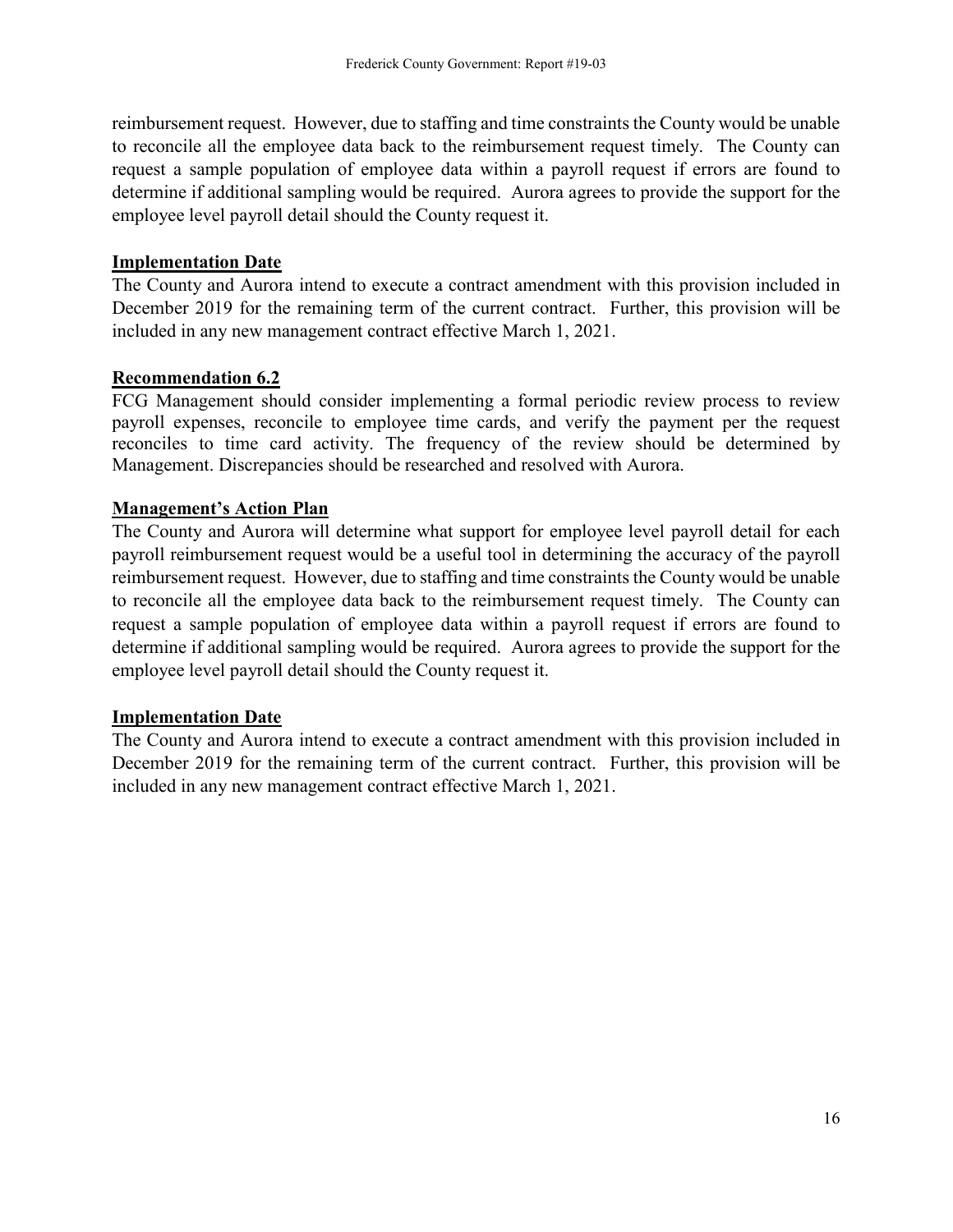reimbursement request. However, due to staffing and time constraints the County would be unable to reconcile all the employee data back to the reimbursement request timely. The County can request a sample population of employee data within a payroll request if errors are found to determine if additional sampling would be required. Aurora agrees to provide the support for the employee level payroll detail should the County request it.

**Implementation Date**

The County and Aurora intend to execute a contract amendment with this provision included in December 2019 for the remaining term of the current contract. Further, this provision will be included in any new management contract effective March 1, 2021.

**Recommendation 6.2**

FCG Management should consider implementing a formal periodic review process to review payroll expenses, reconcile to employee time cards, and verify the payment per the request reconciles to time card activity. The frequency of the review should be determined by Management. Discrepancies should be researched and resolved with Aurora.

**Management's Action Plan**

The County and Aurora will determine what support for employee level payroll detail for each payroll reimbursement request would be a useful tool in determining the accuracy of the payroll reimbursement request. However, due to staffing and time constraints the County would be unable to reconcile all the employee data back to the reimbursement request timely. The County can request a sample population of employee data within a payroll request if errors are found to determine if additional sampling would be required. Aurora agrees to provide the support for the employee level payroll detail should the County request it.

**Implementation Date**

The County and Aurora intend to execute a contract amendment with this provision included in December 2019 for the remaining term of the current contract. Further, this provision will be included in any new management contract effective March 1, 2021.